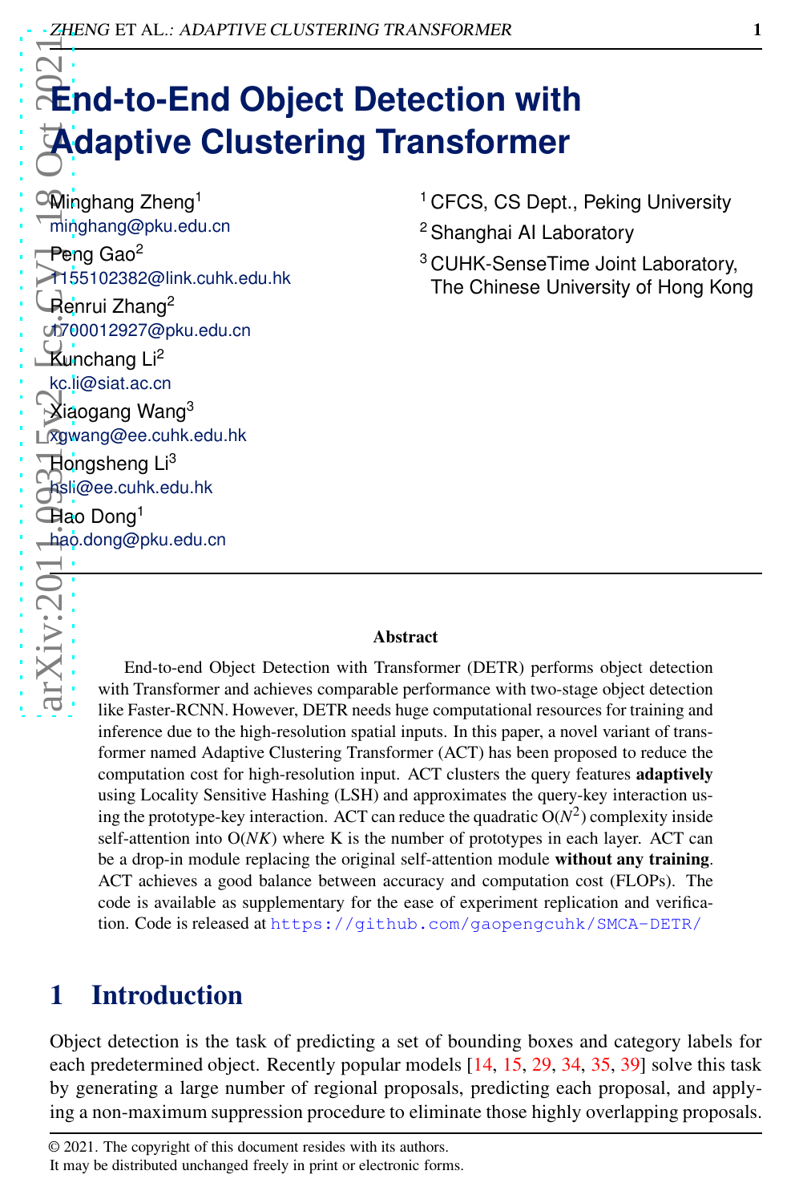# End-to-End Object Detection with Adaptive Clustering Transformer

Minghang Zheng[1]
minghang@pku.edu.cn

Peng Gao[2]
1155102382@link.cuhk.edu.hk

Renrui Zhang[2]
1700012927@pku.edu.cn

Kunchang Li[2]
kc.li@siat.ac.cn

Xiaogang Wang[3]
xgwang@ee.cuhk.edu.hk

Hongsheng Li[3]
hsli@ee.cuhk.edu.hk

Hao Dong[1]
hao.dong@pku.edu.cn

[1] CFCS, CS Dept., Peking University
[2] Shanghai AI Laboratory
[3] CUHK-SenseTime Joint Laboratory, The Chinese University of Hong Kong

### Abstract

End-to-end Object Detection with Transformer (DETR) performs object detection with Transformer and achieves comparable performance with two-stage object detection like Faster-RCNN. However, DETR needs huge computational resources for training and inference due to the high-resolution spatial inputs. In this paper, a novel variant of transformer named Adaptive Clustering Transformer (ACT) has been proposed to reduce the computation cost for high-resolution input. ACT clusters the query features **adaptively** using Locality Sensitive Hashing (LSH) and approximates the query-key interaction using the prototype-key interaction. ACT can reduce the quadratic $O(N^2)$ complexity inside self-attention into $O(NK)$ where K is the number of prototypes in each layer. ACT can be a drop-in module replacing the original self-attention module **without any training**. ACT achieves a good balance between accuracy and computation cost (FLOPs). The code is available as supplementary for the ease of experiment replication and verification. Code is released at https://github.com/gaopengcuhk/SMCA-DETR/

## 1 Introduction

Object detection is the task of predicting a set of bounding boxes and category labels for each predetermined object. Recently popular models [14, 15, 29, 34, 35, 39] solve this task by generating a large number of regional proposals, predicting each proposal, and applying a non-maximum suppression procedure to eliminate those highly overlapping proposals.

© 2021. The copyright of this document resides with its authors.
It may be distributed unchanged freely in print or electronic forms.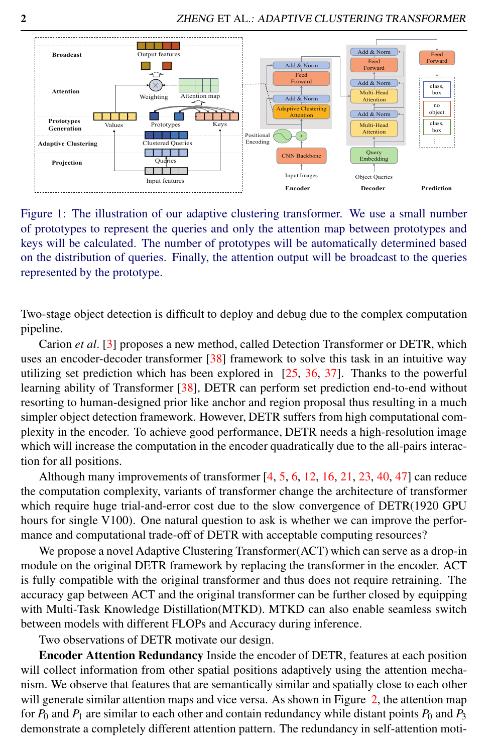Figure 1: The illustration of our adaptive clustering transformer. We use a small number of prototypes to represent the queries and only the attention map between prototypes and keys will be calculated. The number of prototypes will be automatically determined based on the distribution of queries. Finally, the attention output will be broadcast to the queries represented by the prototype.

Two-stage object detection is difficult to deploy and debug due to the complex computation pipeline.

Carion *et al*. [3] proposes a new method, called Detection Transformer or DETR, which uses an encoder-decoder transformer [38] framework to solve this task in an intuitive way utilizing set prediction which has been explored in [25, 36, 37]. Thanks to the powerful learning ability of Transformer [38], DETR can perform set prediction end-to-end without resorting to human-designed prior like anchor and region proposal thus resulting in a much simpler object detection framework. However, DETR suffers from high computational complexity in the encoder. To achieve good performance, DETR needs a high-resolution image which will increase the computation in the encoder quadratically due to the all-pairs interaction for all positions.

Although many improvements of transformer [4, 5, 6, 12, 16, 21, 23, 40, 47] can reduce the computation complexity, variants of transformer change the architecture of transformer which require huge trial-and-error cost due to the slow convergence of DETR(1920 GPU hours for single V100). One natural question to ask is whether we can improve the performance and computational trade-off of DETR with acceptable computing resources?

We propose a novel Adaptive Clustering Transformer(ACT) which can serve as a drop-in module on the original DETR framework by replacing the transformer in the encoder. ACT is fully compatible with the original transformer and thus does not require retraining. The accuracy gap between ACT and the original transformer can be further closed by equipping with Multi-Task Knowledge Distillation(MTKD). MTKD can also enable seamless switch between models with different FLOPs and Accuracy during inference.

Two observations of DETR motivate our design.

**Encoder Attention Redundancy** Inside the encoder of DETR, features at each position will collect information from other spatial positions adaptively using the attention mechanism. We observe that features that are semantically similar and spatially close to each other will generate similar attention maps and vice versa. As shown in Figure 2, the attention map for $P_0$ and $P_1$ are similar to each other and contain redundancy while distant points $P_0$ and $P_3$ demonstrate a completely different attention pattern. The redundancy in self-attention moti-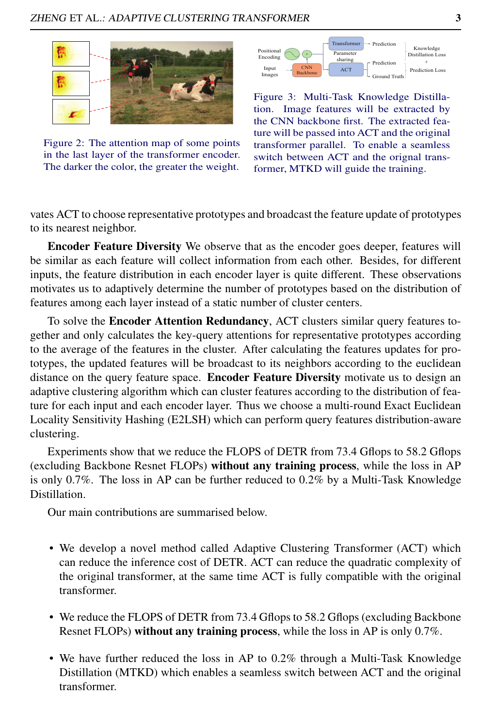Figure 2: The attention map of some points in the last layer of the transformer encoder. The darker the color, the greater the weight.

Positional Encoding

Input Images

CNN Backbone

Transformer

Parameter sharing

ACT

Prediction

Prediction

Ground Truth

Knowledge Distillation Loss

+

Prediction Loss

Figure 3: Multi-Task Knowledge Distillation. Image features will be extracted by the CNN backbone first. The extracted feature will be passed into ACT and the original transformer parallel. To enable a seamless switch between ACT and the orignal transformer, MTKD will guide the training.

vates ACT to choose representative prototypes and broadcast the feature update of prototypes to its nearest neighbor.

**Encoder Feature Diversity** We observe that as the encoder goes deeper, features will be similar as each feature will collect information from each other. Besides, for different inputs, the feature distribution in each encoder layer is quite different. These observations motivates us to adaptively determine the number of prototypes based on the distribution of features among each layer instead of a static number of cluster centers.

To solve the **Encoder Attention Redundancy**, ACT clusters similar query features together and only calculates the key-query attentions for representative prototypes according to the average of the features in the cluster. After calculating the features updates for prototypes, the updated features will be broadcast to its neighbors according to the euclidean distance on the query feature space. **Encoder Feature Diversity** motivate us to design an adaptive clustering algorithm which can cluster features according to the distribution of feature for each input and each encoder layer. Thus we choose a multi-round Exact Euclidean Locality Sensitivity Hashing (E2LSH) which can perform query features distribution-aware clustering.

Experiments show that we reduce the FLOPS of DETR from 73.4 Gflops to 58.2 Gflops (excluding Backbone Resnet FLOPs) **without any training process**, while the loss in AP is only 0.7%. The loss in AP can be further reduced to 0.2% by a Multi-Task Knowledge Distillation.

Our main contributions are summarised below.

- We develop a novel method called Adaptive Clustering Transformer (ACT) which can reduce the inference cost of DETR. ACT can reduce the quadratic complexity of the original transformer, at the same time ACT is fully compatible with the original transformer.
- We reduce the FLOPS of DETR from 73.4 Gflops to 58.2 Gflops (excluding Backbone Resnet FLOPs) **without any training process**, while the loss in AP is only 0.7%.
- We have further reduced the loss in AP to 0.2% through a Multi-Task Knowledge Distillation (MTKD) which enables a seamless switch between ACT and the original transformer.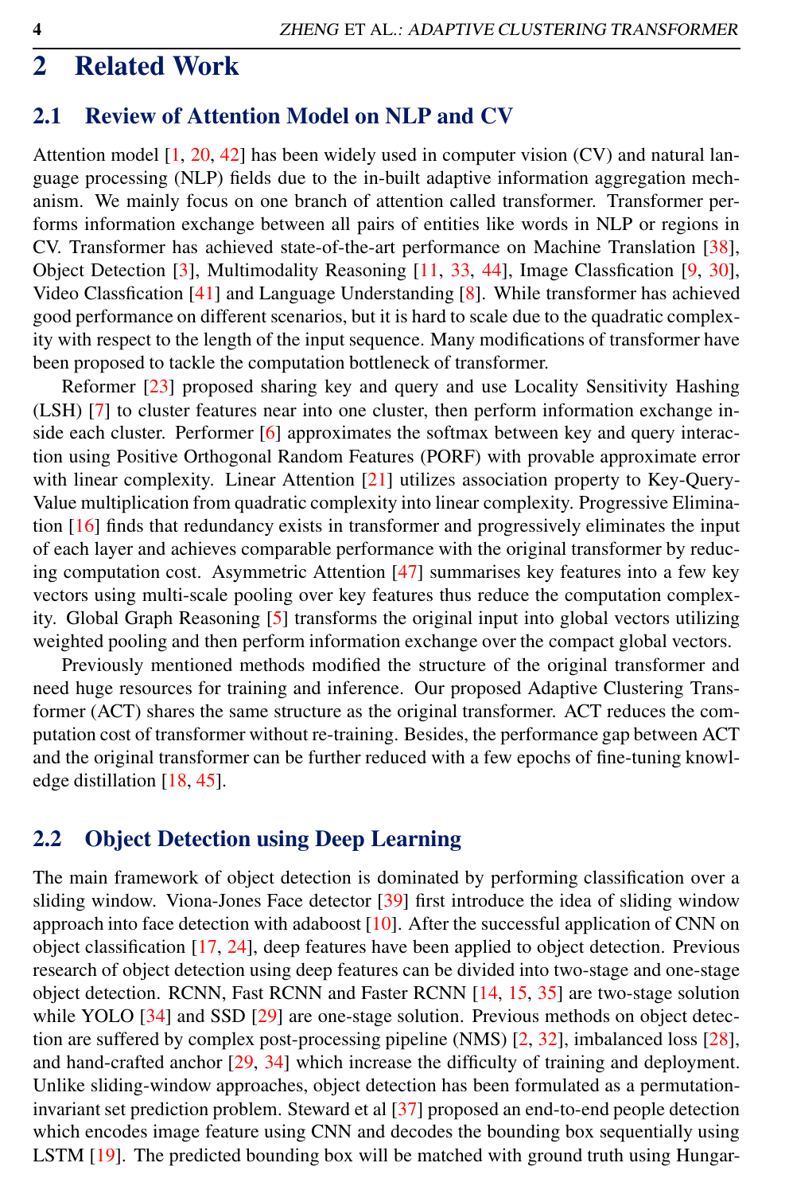# 2 Related Work

## 2.1 Review of Attention Model on NLP and CV

Attention model [1, 20, 42] has been widely used in computer vision (CV) and natural language processing (NLP) fields due to the in-built adaptive information aggregation mechanism. We mainly focus on one branch of attention called transformer. Transformer performs information exchange between all pairs of entities like words in NLP or regions in CV. Transformer has achieved state-of-the-art performance on Machine Translation [38], Object Detection [3], Multimodality Reasoning [11, 33, 44], Image Classfication [9, 30], Video Classfication [41] and Language Understanding [8]. While transformer has achieved good performance on different scenarios, but it is hard to scale due to the quadratic complexity with respect to the length of the input sequence. Many modifications of transformer have been proposed to tackle the computation bottleneck of transformer.

Reformer [23] proposed sharing key and query and use Locality Sensitivity Hashing (LSH) [7] to cluster features near into one cluster, then perform information exchange inside each cluster. Performer [6] approximates the softmax between key and query interaction using Positive Orthogonal Random Features (PORF) with provable approximate error with linear complexity. Linear Attention [21] utilizes association property to Key-Query-Value multiplication from quadratic complexity into linear complexity. Progressive Elimination [16] finds that redundancy exists in transformer and progressively eliminates the input of each layer and achieves comparable performance with the original transformer by reducing computation cost. Asymmetric Attention [47] summarises key features into a few key vectors using multi-scale pooling over key features thus reduce the computation complexity. Global Graph Reasoning [5] transforms the original input into global vectors utilizing weighted pooling and then perform information exchange over the compact global vectors.

Previously mentioned methods modified the structure of the original transformer and need huge resources for training and inference. Our proposed Adaptive Clustering Transformer (ACT) shares the same structure as the original transformer. ACT reduces the computation cost of transformer without re-training. Besides, the performance gap between ACT and the original transformer can be further reduced with a few epochs of fine-tuning knowledge distillation [18, 45].

## 2.2 Object Detection using Deep Learning

The main framework of object detection is dominated by performing classification over a sliding window. Viona-Jones Face detector [39] first introduce the idea of sliding window approach into face detection with adaboost [10]. After the successful application of CNN on object classification [17, 24], deep features have been applied to object detection. Previous research of object detection using deep features can be divided into two-stage and one-stage object detection. RCNN, Fast RCNN and Faster RCNN [14, 15, 35] are two-stage solution while YOLO [34] and SSD [29] are one-stage solution. Previous methods on object detection are suffered by complex post-processing pipeline (NMS) [2, 32], imbalanced loss [28], and hand-crafted anchor [29, 34] which increase the difficulty of training and deployment. Unlike sliding-window approaches, object detection has been formulated as a permutation-invariant set prediction problem. Steward et al [37] proposed an end-to-end people detection which encodes image feature using CNN and decodes the bounding box sequentially using LSTM [19]. The predicted bounding box will be matched with ground truth using Hungar-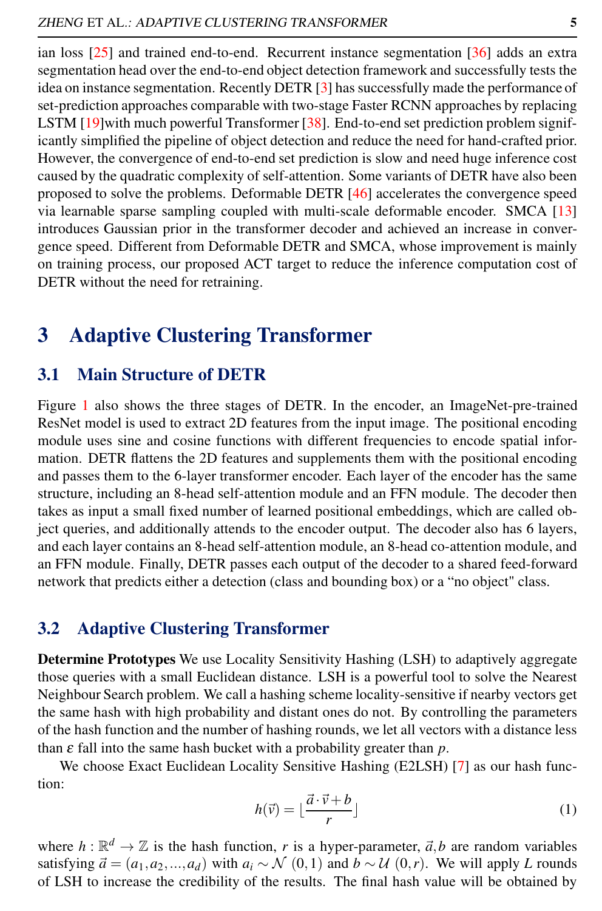ian loss [25] and trained end-to-end. Recurrent instance segmentation [36] adds an extra segmentation head over the end-to-end object detection framework and successfully tests the idea on instance segmentation. Recently DETR [3] has successfully made the performance of set-prediction approaches comparable with two-stage Faster RCNN approaches by replacing LSTM [19]with much powerful Transformer [38]. End-to-end set prediction problem significantly simplified the pipeline of object detection and reduce the need for hand-crafted prior. However, the convergence of end-to-end set prediction is slow and need huge inference cost caused by the quadratic complexity of self-attention. Some variants of DETR have also been proposed to solve the problems. Deformable DETR [46] accelerates the convergence speed via learnable sparse sampling coupled with multi-scale deformable encoder. SMCA [13] introduces Gaussian prior in the transformer decoder and achieved an increase in convergence speed. Different from Deformable DETR and SMCA, whose improvement is mainly on training process, our proposed ACT target to reduce the inference computation cost of DETR without the need for retraining.

# 3 Adaptive Clustering Transformer

## 3.1 Main Structure of DETR

Figure 1 also shows the three stages of DETR. In the encoder, an ImageNet-pre-trained ResNet model is used to extract 2D features from the input image. The positional encoding module uses sine and cosine functions with different frequencies to encode spatial information. DETR flattens the 2D features and supplements them with the positional encoding and passes them to the 6-layer transformer encoder. Each layer of the encoder has the same structure, including an 8-head self-attention module and an FFN module. The decoder then takes as input a small fixed number of learned positional embeddings, which are called object queries, and additionally attends to the encoder output. The decoder also has 6 layers, and each layer contains an 8-head self-attention module, an 8-head co-attention module, and an FFN module. Finally, DETR passes each output of the decoder to a shared feed-forward network that predicts either a detection (class and bounding box) or a “no object" class.

## 3.2 Adaptive Clustering Transformer

**Determine Prototypes** We use Locality Sensitivity Hashing (LSH) to adaptively aggregate those queries with a small Euclidean distance. LSH is a powerful tool to solve the Nearest Neighbour Search problem. We call a hashing scheme locality-sensitive if nearby vectors get the same hash with high probability and distant ones do not. By controlling the parameters of the hash function and the number of hashing rounds, we let all vectors with a distance less than $\varepsilon$ fall into the same hash bucket with a probability greater than $p$.

We choose Exact Euclidean Locality Sensitive Hashing (E2LSH) [7] as our hash function:

$$h(\vec{v}) = \lfloor \frac{\vec{a} \cdot \vec{v} + b}{r} \rfloor \tag{1}$$

where $h : \mathbb{R}^d \to \mathbb{Z}$ is the hash function, $r$ is a hyper-parameter, $\vec{a}, b$ are random variables satisfying $\vec{a} = (a_1, a_2, ..., a_d)$ with $a_i \sim \mathcal{N}(0,1)$ and $b \sim \mathcal{U}(0,r)$. We will apply $L$ rounds of LSH to increase the credibility of the results. The final hash value will be obtained by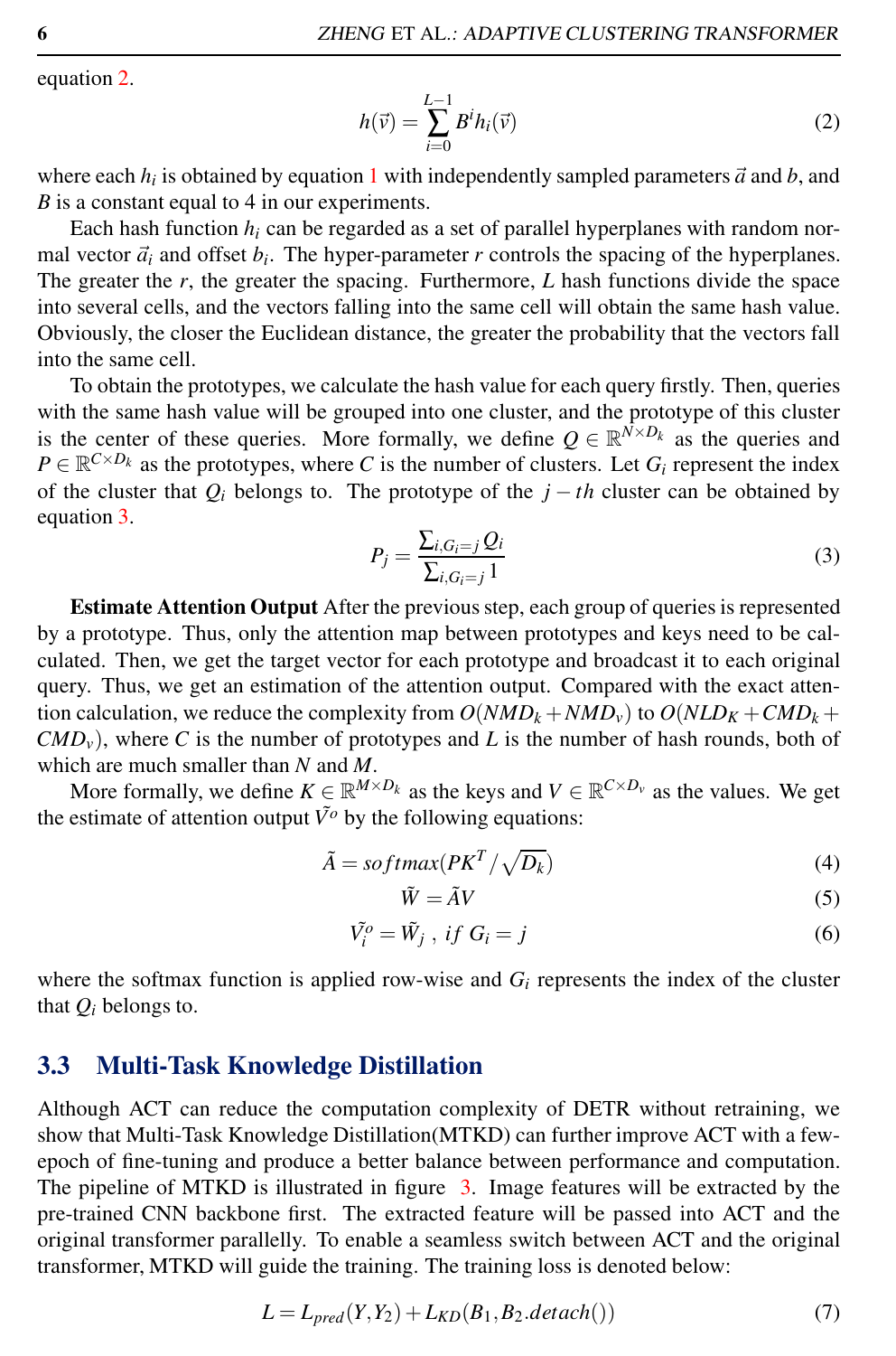equation 2.

$$h(\vec{v}) = \sum_{i=0}^{L-1} B^i h_i(\vec{v}) \tag{2}$$

where each $h_i$ is obtained by equation 1 with independently sampled parameters $\vec{a}$ and $b$, and $B$ is a constant equal to 4 in our experiments.

Each hash function $h_i$ can be regarded as a set of parallel hyperplanes with random normal vector $\vec{a}_i$ and offset $b_i$. The hyper-parameter $r$ controls the spacing of the hyperplanes. The greater the $r$, the greater the spacing. Furthermore, $L$ hash functions divide the space into several cells, and the vectors falling into the same cell will obtain the same hash value. Obviously, the closer the Euclidean distance, the greater the probability that the vectors fall into the same cell.

To obtain the prototypes, we calculate the hash value for each query firstly. Then, queries with the same hash value will be grouped into one cluster, and the prototype of this cluster is the center of these queries. More formally, we define $Q \in \mathbb{R}^{N \times D_k}$ as the queries and $P \in \mathbb{R}^{C \times D_k}$ as the prototypes, where $C$ is the number of clusters. Let $G_i$ represent the index of the cluster that $Q_i$ belongs to. The prototype of the $j-th$ cluster can be obtained by equation 3.

$$P_j = \frac{\sum_{i, G_i = j} Q_i}{\sum_{i, G_i = j} 1} \tag{3}$$

**Estimate Attention Output** After the previous step, each group of queries is represented by a prototype. Thus, only the attention map between prototypes and keys need to be calculated. Then, we get the target vector for each prototype and broadcast it to each original query. Thus, we get an estimation of the attention output. Compared with the exact attention calculation, we reduce the complexity from $O(NMD_k + NMD_v)$ to $O(NLD_K + CMD_k + CMD_v)$, where $C$ is the number of prototypes and $L$ is the number of hash rounds, both of which are much smaller than $N$ and $M$.

More formally, we define $K \in \mathbb{R}^{M \times D_k}$ as the keys and $V \in \mathbb{R}^{C \times D_v}$ as the values. We get the estimate of attention output $\tilde{V^o}$ by the following equations:

$$\tilde{A} = softmax(PK^T / \sqrt{D_k}) \tag{4}$$

$$\tilde{W} = \tilde{A}V \tag{5}$$

$$\tilde{V_i^o} = \tilde{W}_j \text{ , } if \ G_i = j \tag{6}$$

where the softmax function is applied row-wise and $G_i$ represents the index of the cluster that $Q_i$ belongs to.

## 3.3 Multi-Task Knowledge Distillation

Although ACT can reduce the computation complexity of DETR without retraining, we show that Multi-Task Knowledge Distillation(MTKD) can further improve ACT with a few-epoch of fine-tuning and produce a better balance between performance and computation. The pipeline of MTKD is illustrated in figure 3. Image features will be extracted by the pre-trained CNN backbone first. The extracted feature will be passed into ACT and the original transformer parallelly. To enable a seamless switch between ACT and the original transformer, MTKD will guide the training. The training loss is denoted below:

$$L = L_{pred}(Y, Y_2) + L_{KD}(B_1, B_2.detach()) \tag{7}$$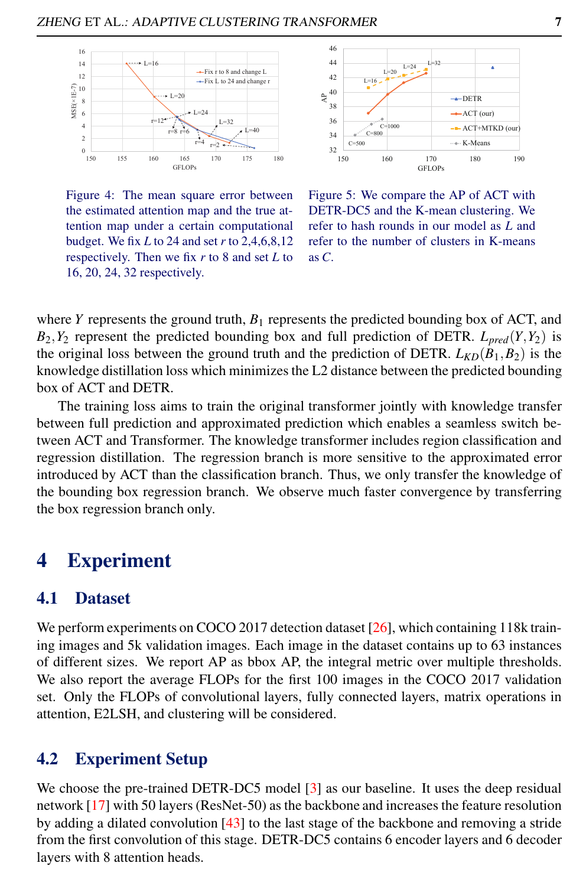16
14
12
10
8
6
4
2
0
MSE(×1E-7)
150 155 160 165 170 175 180
GFLOPs
L=16
L=20
L=24
L=32
L=40
r=12
r=8
r=6
r=4
r=2
Fix r to 8 and change L
Fix L to 24 and change r

Figure 4: The mean square error between the estimated attention map and the true attention map under a certain computational budget. We fix $L$ to 24 and set $r$ to 2,4,6,8,12 respectively. Then we fix $r$ to 8 and set $L$ to 16, 20, 24, 32 respectively.

46
44
42
40
38
36
34
32
AP
150 160 170 180 190
GFLOPs
L=16
L=20
L=24
L=32
C=500
C=800
C=1000
DETR
ACT (our)
ACT+MTKD (our)
K-Means

Figure 5: We compare the AP of ACT with DETR-DC5 and the K-mean clustering. We refer to hash rounds in our model as $L$ and refer to the number of clusters in K-means as $C$.

where $Y$ represents the ground truth, $B_1$ represents the predicted bounding box of ACT, and $B_2, Y_2$ represent the predicted bounding box and full prediction of DETR. $L_{pred}(Y, Y_2)$ is the original loss between the ground truth and the prediction of DETR. $L_{KD}(B_1, B_2)$ is the knowledge distillation loss which minimizes the L2 distance between the predicted bounding box of ACT and DETR.

The training loss aims to train the original transformer jointly with knowledge transfer between full prediction and approximated prediction which enables a seamless switch between ACT and Transformer. The knowledge transformer includes region classification and regression distillation. The regression branch is more sensitive to the approximated error introduced by ACT than the classification branch. Thus, we only transfer the knowledge of the bounding box regression branch. We observe much faster convergence by transferring the box regression branch only.

# 4 Experiment

## 4.1 Dataset

We perform experiments on COCO 2017 detection dataset [26], which containing 118k training images and 5k validation images. Each image in the dataset contains up to 63 instances of different sizes. We report AP as bbox AP, the integral metric over multiple thresholds. We also report the average FLOPs for the first 100 images in the COCO 2017 validation set. Only the FLOPs of convolutional layers, fully connected layers, matrix operations in attention, E2LSH, and clustering will be considered.

## 4.2 Experiment Setup

We choose the pre-trained DETR-DC5 model [3] as our baseline. It uses the deep residual network [17] with 50 layers (ResNet-50) as the backbone and increases the feature resolution by adding a dilated convolution [43] to the last stage of the backbone and removing a stride from the first convolution of this stage. DETR-DC5 contains 6 encoder layers and 6 decoder layers with 8 attention heads.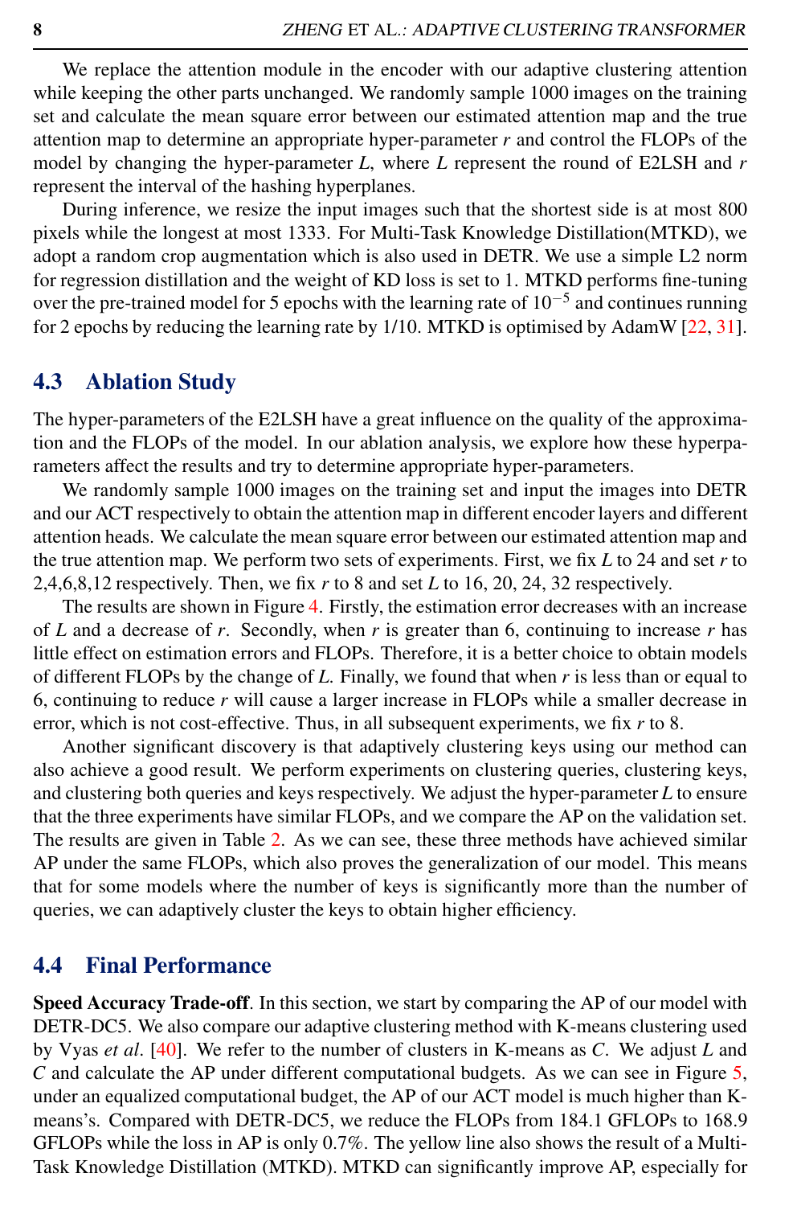We replace the attention module in the encoder with our adaptive clustering attention while keeping the other parts unchanged. We randomly sample 1000 images on the training set and calculate the mean square error between our estimated attention map and the true attention map to determine an appropriate hyper-parameter $r$ and control the FLOPs of the model by changing the hyper-parameter $L$, where $L$ represent the round of E2LSH and $r$ represent the interval of the hashing hyperplanes.

During inference, we resize the input images such that the shortest side is at most 800 pixels while the longest at most 1333. For Multi-Task Knowledge Distillation(MTKD), we adopt a random crop augmentation which is also used in DETR. We use a simple L2 norm for regression distillation and the weight of KD loss is set to 1. MTKD performs fine-tuning over the pre-trained model for 5 epochs with the learning rate of $10^{-5}$ and continues running for 2 epochs by reducing the learning rate by 1/10. MTKD is optimised by AdamW [22, 31].

## 4.3 Ablation Study

The hyper-parameters of the E2LSH have a great influence on the quality of the approximation and the FLOPs of the model. In our ablation analysis, we explore how these hyperparameters affect the results and try to determine appropriate hyper-parameters.

We randomly sample 1000 images on the training set and input the images into DETR and our ACT respectively to obtain the attention map in different encoder layers and different attention heads. We calculate the mean square error between our estimated attention map and the true attention map. We perform two sets of experiments. First, we fix $L$ to 24 and set $r$ to 2,4,6,8,12 respectively. Then, we fix $r$ to 8 and set $L$ to 16, 20, 24, 32 respectively.

The results are shown in Figure 4. Firstly, the estimation error decreases with an increase of $L$ and a decrease of $r$. Secondly, when $r$ is greater than 6, continuing to increase $r$ has little effect on estimation errors and FLOPs. Therefore, it is a better choice to obtain models of different FLOPs by the change of $L$. Finally, we found that when $r$ is less than or equal to 6, continuing to reduce $r$ will cause a larger increase in FLOPs while a smaller decrease in error, which is not cost-effective. Thus, in all subsequent experiments, we fix $r$ to 8.

Another significant discovery is that adaptively clustering keys using our method can also achieve a good result. We perform experiments on clustering queries, clustering keys, and clustering both queries and keys respectively. We adjust the hyper-parameter $L$ to ensure that the three experiments have similar FLOPs, and we compare the AP on the validation set. The results are given in Table 2. As we can see, these three methods have achieved similar AP under the same FLOPs, which also proves the generalization of our model. This means that for some models where the number of keys is significantly more than the number of queries, we can adaptively cluster the keys to obtain higher efficiency.

## 4.4 Final Performance

**Speed Accuracy Trade-off**. In this section, we start by comparing the AP of our model with DETR-DC5. We also compare our adaptive clustering method with K-means clustering used by Vyas *et al*. [40]. We refer to the number of clusters in K-means as $C$. We adjust $L$ and $C$ and calculate the AP under different computational budgets. As we can see in Figure 5, under an equalized computational budget, the AP of our ACT model is much higher than K-means's. Compared with DETR-DC5, we reduce the FLOPs from 184.1 GFLOPs to 168.9 GFLOPs while the loss in AP is only 0.7%. The yellow line also shows the result of a Multi-Task Knowledge Distillation (MTKD). MTKD can significantly improve AP, especially for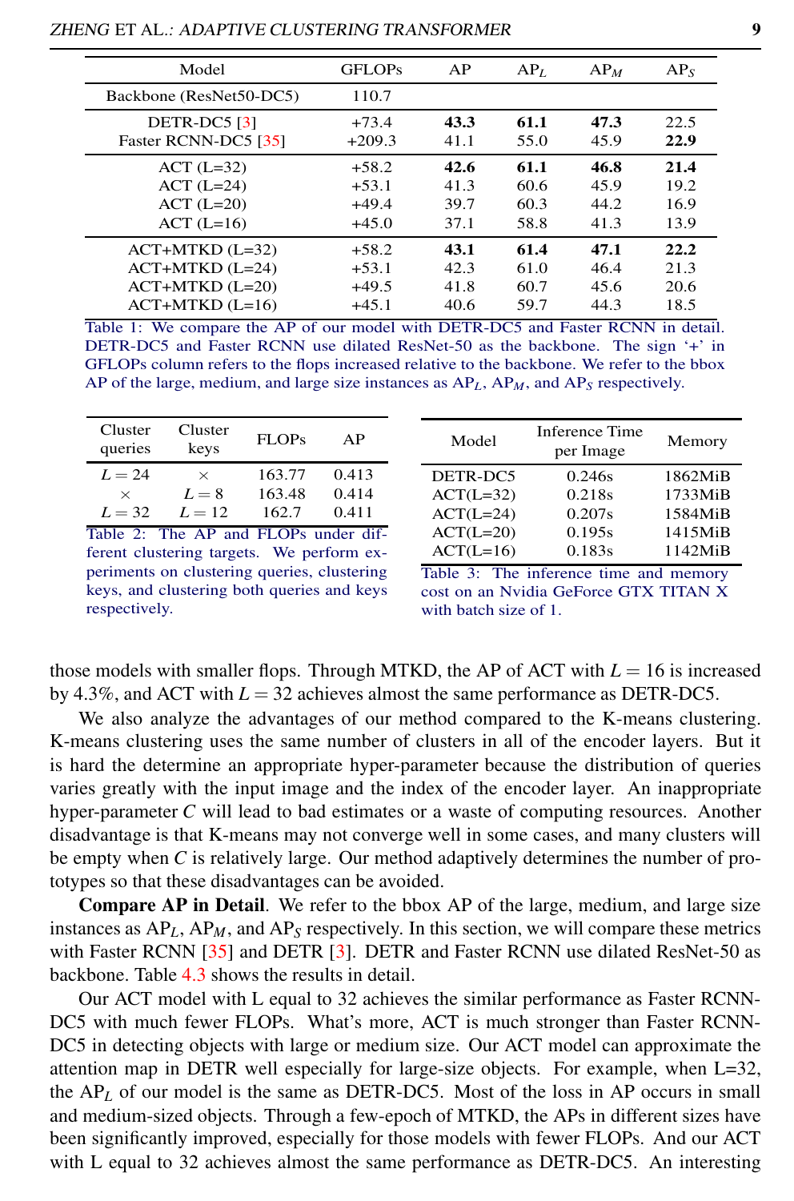| Model | GFLOPs | AP | $AP_L$ | $AP_M$ | $AP_S$ |
|---|---|---|---|---|---|
| Backbone (ResNet50-DC5) | 110.7 | | | | |
| DETR-DC5 [3] | +73.4 | **43.3** | **61.1** | **47.3** | 22.5 |
| Faster RCNN-DC5 [35] | +209.3 | 41.1 | 55.0 | 45.9 | **22.9** |
| ACT (L=32) | +58.2 | **42.6** | **61.1** | **46.8** | **21.4** |
| ACT (L=24) | +53.1 | 41.3 | 60.6 | 45.9 | 19.2 |
| ACT (L=20) | +49.4 | 39.7 | 60.3 | 44.2 | 16.9 |
| ACT (L=16) | +45.0 | 37.1 | 58.8 | 41.3 | 13.9 |
| ACT+MTKD (L=32) | +58.2 | **43.1** | **61.4** | **47.1** | **22.2** |
| ACT+MTKD (L=24) | +53.1 | 42.3 | 61.0 | 46.4 | 21.3 |
| ACT+MTKD (L=20) | +49.5 | 41.8 | 60.7 | 45.6 | 20.6 |
| ACT+MTKD (L=16) | +45.1 | 40.6 | 59.7 | 44.3 | 18.5 |

Table 1: We compare the AP of our model with DETR-DC5 and Faster RCNN in detail. DETR-DC5 and Faster RCNN use dilated ResNet-50 as the backbone. The sign '+' in GFLOPs column refers to the flops increased relative to the backbone. We refer to the bbox AP of the large, medium, and large size instances as $AP_L$, $AP_M$, and $AP_S$ respectively.

| Cluster queries | Cluster keys | FLOPs | AP |
|---|---|---|---|
| $L = 24$ | $\times$ | 163.77 | 0.413 |
| $\times$ | $L = 8$ | 163.48 | 0.414 |
| $L = 32$ | $L = 12$ | 162.7 | 0.411 |

Table 2: The AP and FLOPs under different clustering targets. We perform experiments on clustering queries, clustering keys, and clustering both queries and keys respectively.

| Model | Inference Time per Image | Memory |
|---|---|---|
| DETR-DC5 | 0.246s | 1862MiB |
| ACT(L=32) | 0.218s | 1733MiB |
| ACT(L=24) | 0.207s | 1584MiB |
| ACT(L=20) | 0.195s | 1415MiB |
| ACT(L=16) | 0.183s | 1142MiB |

Table 3: The inference time and memory cost on an Nvidia GeForce GTX TITAN X with batch size of 1.

those models with smaller flops. Through MTKD, the AP of ACT with $L = 16$ is increased by 4.3%, and ACT with $L = 32$ achieves almost the same performance as DETR-DC5.

We also analyze the advantages of our method compared to the K-means clustering. K-means clustering uses the same number of clusters in all of the encoder layers. But it is hard the determine an appropriate hyper-parameter because the distribution of queries varies greatly with the input image and the index of the encoder layer. An inappropriate hyper-parameter $C$ will lead to bad estimates or a waste of computing resources. Another disadvantage is that K-means may not converge well in some cases, and many clusters will be empty when $C$ is relatively large. Our method adaptively determines the number of prototypes so that these disadvantages can be avoided.

**Compare AP in Detail**. We refer to the bbox AP of the large, medium, and large size instances as $AP_L$, $AP_M$, and $AP_S$ respectively. In this section, we will compare these metrics with Faster RCNN [35] and DETR [3]. DETR and Faster RCNN use dilated ResNet-50 as backbone. Table 4.3 shows the results in detail.

Our ACT model with L equal to 32 achieves the similar performance as Faster RCNN-DC5 with much fewer FLOPs. What's more, ACT is much stronger than Faster RCNN-DC5 in detecting objects with large or medium size. Our ACT model can approximate the attention map in DETR well especially for large-size objects. For example, when L=32, the $AP_L$ of our model is the same as DETR-DC5. Most of the loss in AP occurs in small and medium-sized objects. Through a few-epoch of MTKD, the APs in different sizes have been significantly improved, especially for those models with fewer FLOPs. And our ACT with L equal to 32 achieves almost the same performance as DETR-DC5. An interesting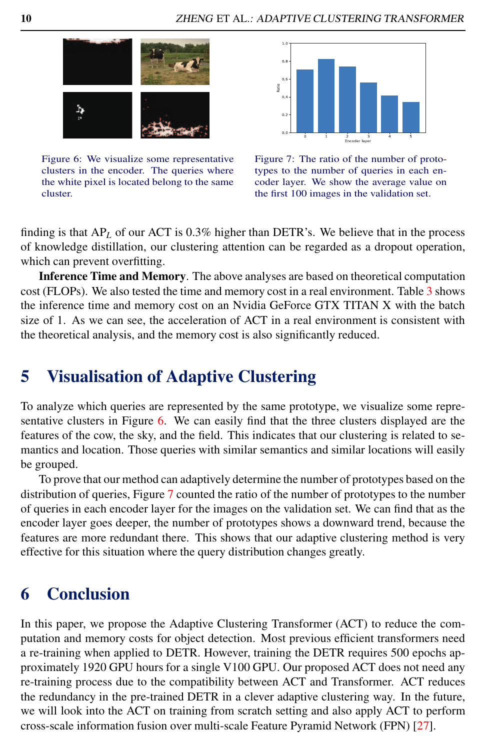Ratio

1.0
0.8
0.6
0.4
0.2
0.0

0 1 2 3 4 5

Encoder layer

Figure 6: We visualize some representative clusters in the encoder. The queries where the white pixel is located belong to the same cluster.

Figure 7: The ratio of the number of prototypes to the number of queries in each encoder layer. We show the average value on the first 100 images in the validation set.

finding is that $AP_L$ of our ACT is 0.3% higher than DETR's. We believe that in the process of knowledge distillation, our clustering attention can be regarded as a dropout operation, which can prevent overfitting.

**Inference Time and Memory**. The above analyses are based on theoretical computation cost (FLOPs). We also tested the time and memory cost in a real environment. Table 3 shows the inference time and memory cost on an Nvidia GeForce GTX TITAN X with the batch size of 1. As we can see, the acceleration of ACT in a real environment is consistent with the theoretical analysis, and the memory cost is also significantly reduced.

## 5 Visualisation of Adaptive Clustering

To analyze which queries are represented by the same prototype, we visualize some representative clusters in Figure 6. We can easily find that the three clusters displayed are the features of the cow, the sky, and the field. This indicates that our clustering is related to semantics and location. Those queries with similar semantics and similar locations will easily be grouped.

To prove that our method can adaptively determine the number of prototypes based on the distribution of queries, Figure 7 counted the ratio of the number of prototypes to the number of queries in each encoder layer for the images on the validation set. We can find that as the encoder layer goes deeper, the number of prototypes shows a downward trend, because the features are more redundant there. This shows that our adaptive clustering method is very effective for this situation where the query distribution changes greatly.

## 6 Conclusion

In this paper, we propose the Adaptive Clustering Transformer (ACT) to reduce the computation and memory costs for object detection. Most previous efficient transformers need a re-training when applied to DETR. However, training the DETR requires 500 epochs approximately 1920 GPU hours for a single V100 GPU. Our proposed ACT does not need any re-training process due to the compatibility between ACT and Transformer. ACT reduces the redundancy in the pre-trained DETR in a clever adaptive clustering way. In the future, we will look into the ACT on training from scratch setting and also apply ACT to perform cross-scale information fusion over multi-scale Feature Pyramid Network (FPN) [27].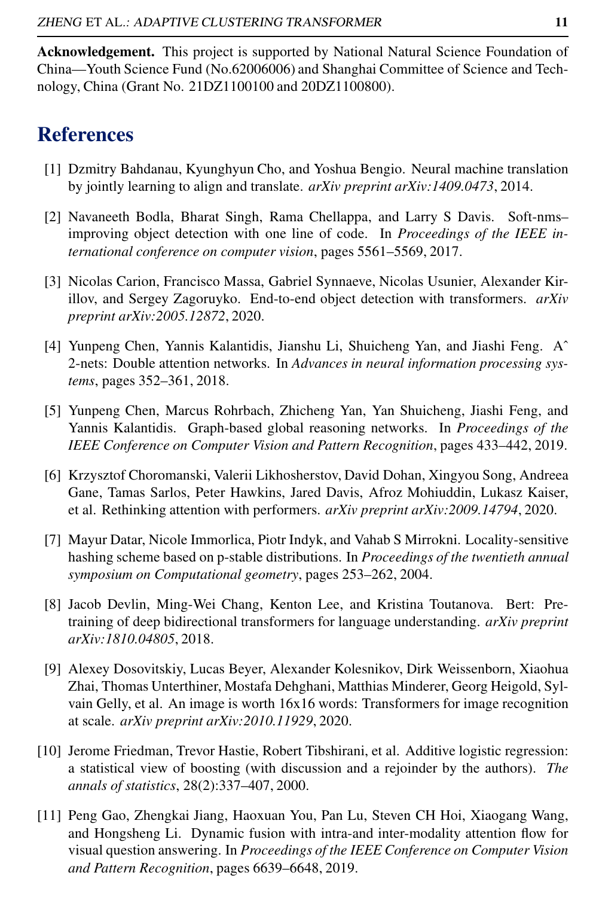**Acknowledgement.** This project is supported by National Natural Science Foundation of China—Youth Science Fund (No.62006006) and Shanghai Committee of Science and Technology, China (Grant No. 21DZ1100100 and 20DZ1100800).

# References

[1] Dzmitry Bahdanau, Kyunghyun Cho, and Yoshua Bengio. Neural machine translation by jointly learning to align and translate. *arXiv preprint arXiv:1409.0473*, 2014.

[2] Navaneeth Bodla, Bharat Singh, Rama Chellappa, and Larry S Davis. Soft-nms–improving object detection with one line of code. In *Proceedings of the IEEE international conference on computer vision*, pages 5561–5569, 2017.

[3] Nicolas Carion, Francisco Massa, Gabriel Synnaeve, Nicolas Usunier, Alexander Kirillov, and Sergey Zagoruyko. End-to-end object detection with transformers. *arXiv preprint arXiv:2005.12872*, 2020.

[4] Yunpeng Chen, Yannis Kalantidis, Jianshu Li, Shuicheng Yan, and Jiashi Feng. Aˆ 2-nets: Double attention networks. In *Advances in neural information processing systems*, pages 352–361, 2018.

[5] Yunpeng Chen, Marcus Rohrbach, Zhicheng Yan, Yan Shuicheng, Jiashi Feng, and Yannis Kalantidis. Graph-based global reasoning networks. In *Proceedings of the IEEE Conference on Computer Vision and Pattern Recognition*, pages 433–442, 2019.

[6] Krzysztof Choromanski, Valerii Likhosherstov, David Dohan, Xingyou Song, Andreea Gane, Tamas Sarlos, Peter Hawkins, Jared Davis, Afroz Mohiuddin, Lukasz Kaiser, et al. Rethinking attention with performers. *arXiv preprint arXiv:2009.14794*, 2020.

[7] Mayur Datar, Nicole Immorlica, Piotr Indyk, and Vahab S Mirrokni. Locality-sensitive hashing scheme based on p-stable distributions. In *Proceedings of the twentieth annual symposium on Computational geometry*, pages 253–262, 2004.

[8] Jacob Devlin, Ming-Wei Chang, Kenton Lee, and Kristina Toutanova. Bert: Pre-training of deep bidirectional transformers for language understanding. *arXiv preprint arXiv:1810.04805*, 2018.

[9] Alexey Dosovitskiy, Lucas Beyer, Alexander Kolesnikov, Dirk Weissenborn, Xiaohua Zhai, Thomas Unterthiner, Mostafa Dehghani, Matthias Minderer, Georg Heigold, Sylvain Gelly, et al. An image is worth 16x16 words: Transformers for image recognition at scale. *arXiv preprint arXiv:2010.11929*, 2020.

[10] Jerome Friedman, Trevor Hastie, Robert Tibshirani, et al. Additive logistic regression: a statistical view of boosting (with discussion and a rejoinder by the authors). *The annals of statistics*, 28(2):337–407, 2000.

[11] Peng Gao, Zhengkai Jiang, Haoxuan You, Pan Lu, Steven CH Hoi, Xiaogang Wang, and Hongsheng Li. Dynamic fusion with intra-and inter-modality attention flow for visual question answering. In *Proceedings of the IEEE Conference on Computer Vision and Pattern Recognition*, pages 6639–6648, 2019.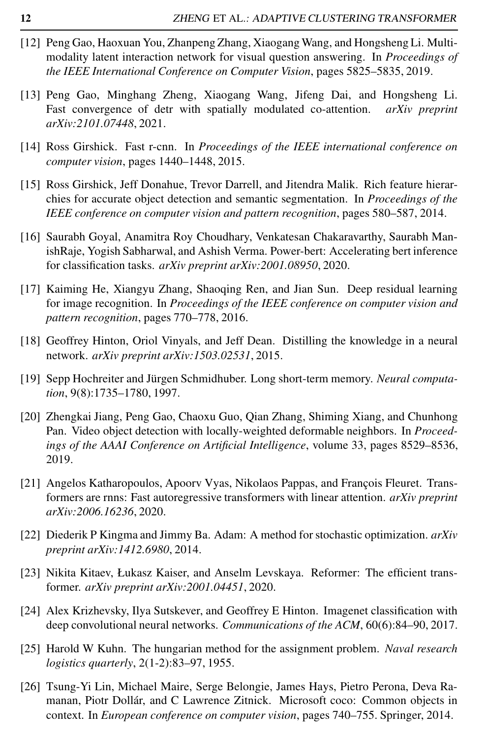[12] Peng Gao, Haoxuan You, Zhanpeng Zhang, Xiaogang Wang, and Hongsheng Li. Multi-modality latent interaction network for visual question answering. In *Proceedings of the IEEE International Conference on Computer Vision*, pages 5825–5835, 2019.

[13] Peng Gao, Minghang Zheng, Xiaogang Wang, Jifeng Dai, and Hongsheng Li. Fast convergence of detr with spatially modulated co-attention. *arXiv preprint arXiv:2101.07448*, 2021.

[14] Ross Girshick. Fast r-cnn. In *Proceedings of the IEEE international conference on computer vision*, pages 1440–1448, 2015.

[15] Ross Girshick, Jeff Donahue, Trevor Darrell, and Jitendra Malik. Rich feature hierarchies for accurate object detection and semantic segmentation. In *Proceedings of the IEEE conference on computer vision and pattern recognition*, pages 580–587, 2014.

[16] Saurabh Goyal, Anamitra Roy Choudhary, Venkatesan Chakaravarthy, Saurabh ManishRaje, Yogish Sabharwal, and Ashish Verma. Power-bert: Accelerating bert inference for classification tasks. *arXiv preprint arXiv:2001.08950*, 2020.

[17] Kaiming He, Xiangyu Zhang, Shaoqing Ren, and Jian Sun. Deep residual learning for image recognition. In *Proceedings of the IEEE conference on computer vision and pattern recognition*, pages 770–778, 2016.

[18] Geoffrey Hinton, Oriol Vinyals, and Jeff Dean. Distilling the knowledge in a neural network. *arXiv preprint arXiv:1503.02531*, 2015.

[19] Sepp Hochreiter and Jürgen Schmidhuber. Long short-term memory. *Neural computation*, 9(8):1735–1780, 1997.

[20] Zhengkai Jiang, Peng Gao, Chaoxu Guo, Qian Zhang, Shiming Xiang, and Chunhong Pan. Video object detection with locally-weighted deformable neighbors. In *Proceedings of the AAAI Conference on Artificial Intelligence*, volume 33, pages 8529–8536, 2019.

[21] Angelos Katharopoulos, Apoorv Vyas, Nikolaos Pappas, and François Fleuret. Transformers are rnns: Fast autoregressive transformers with linear attention. *arXiv preprint arXiv:2006.16236*, 2020.

[22] Diederik P Kingma and Jimmy Ba. Adam: A method for stochastic optimization. *arXiv preprint arXiv:1412.6980*, 2014.

[23] Nikita Kitaev, Łukasz Kaiser, and Anselm Levskaya. Reformer: The efficient transformer. *arXiv preprint arXiv:2001.04451*, 2020.

[24] Alex Krizhevsky, Ilya Sutskever, and Geoffrey E Hinton. Imagenet classification with deep convolutional neural networks. *Communications of the ACM*, 60(6):84–90, 2017.

[25] Harold W Kuhn. The hungarian method for the assignment problem. *Naval research logistics quarterly*, 2(1-2):83–97, 1955.

[26] Tsung-Yi Lin, Michael Maire, Serge Belongie, James Hays, Pietro Perona, Deva Ramanan, Piotr Dollár, and C Lawrence Zitnick. Microsoft coco: Common objects in context. In *European conference on computer vision*, pages 740–755. Springer, 2014.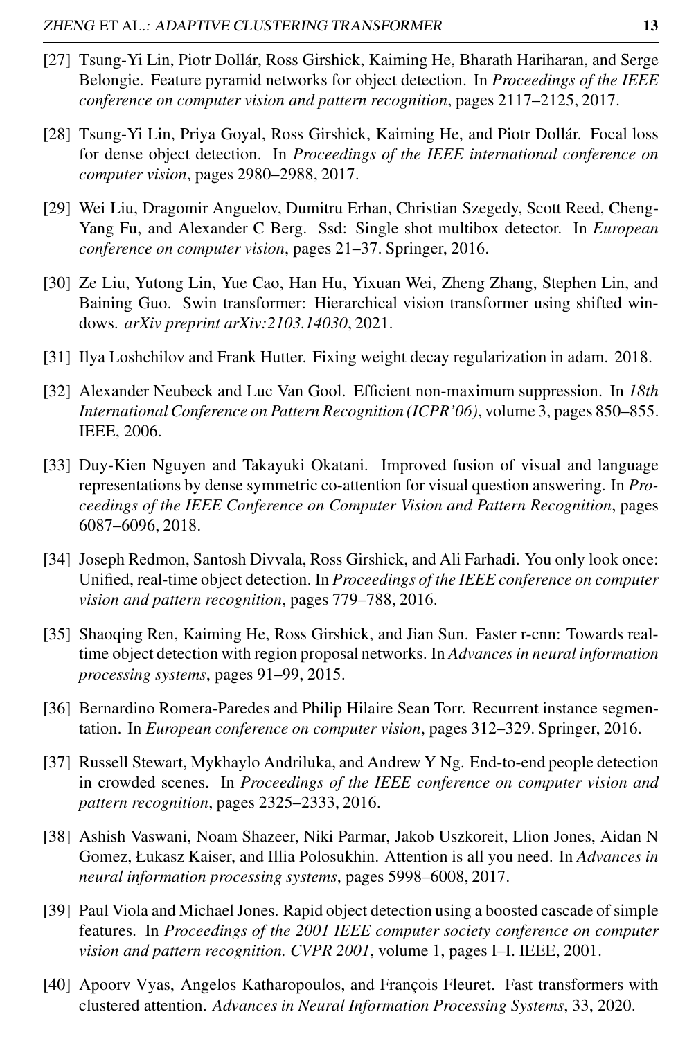[27] Tsung-Yi Lin, Piotr Dollár, Ross Girshick, Kaiming He, Bharath Hariharan, and Serge Belongie. Feature pyramid networks for object detection. In *Proceedings of the IEEE conference on computer vision and pattern recognition*, pages 2117–2125, 2017.

[28] Tsung-Yi Lin, Priya Goyal, Ross Girshick, Kaiming He, and Piotr Dollár. Focal loss for dense object detection. In *Proceedings of the IEEE international conference on computer vision*, pages 2980–2988, 2017.

[29] Wei Liu, Dragomir Anguelov, Dumitru Erhan, Christian Szegedy, Scott Reed, Cheng-Yang Fu, and Alexander C Berg. Ssd: Single shot multibox detector. In *European conference on computer vision*, pages 21–37. Springer, 2016.

[30] Ze Liu, Yutong Lin, Yue Cao, Han Hu, Yixuan Wei, Zheng Zhang, Stephen Lin, and Baining Guo. Swin transformer: Hierarchical vision transformer using shifted windows. *arXiv preprint arXiv:2103.14030*, 2021.

[31] Ilya Loshchilov and Frank Hutter. Fixing weight decay regularization in adam. 2018.

[32] Alexander Neubeck and Luc Van Gool. Efficient non-maximum suppression. In *18th International Conference on Pattern Recognition (ICPR'06)*, volume 3, pages 850–855. IEEE, 2006.

[33] Duy-Kien Nguyen and Takayuki Okatani. Improved fusion of visual and language representations by dense symmetric co-attention for visual question answering. In *Proceedings of the IEEE Conference on Computer Vision and Pattern Recognition*, pages 6087–6096, 2018.

[34] Joseph Redmon, Santosh Divvala, Ross Girshick, and Ali Farhadi. You only look once: Unified, real-time object detection. In *Proceedings of the IEEE conference on computer vision and pattern recognition*, pages 779–788, 2016.

[35] Shaoqing Ren, Kaiming He, Ross Girshick, and Jian Sun. Faster r-cnn: Towards real-time object detection with region proposal networks. In *Advances in neural information processing systems*, pages 91–99, 2015.

[36] Bernardino Romera-Paredes and Philip Hilaire Sean Torr. Recurrent instance segmentation. In *European conference on computer vision*, pages 312–329. Springer, 2016.

[37] Russell Stewart, Mykhaylo Andriluka, and Andrew Y Ng. End-to-end people detection in crowded scenes. In *Proceedings of the IEEE conference on computer vision and pattern recognition*, pages 2325–2333, 2016.

[38] Ashish Vaswani, Noam Shazeer, Niki Parmar, Jakob Uszkoreit, Llion Jones, Aidan N Gomez, Łukasz Kaiser, and Illia Polosukhin. Attention is all you need. In *Advances in neural information processing systems*, pages 5998–6008, 2017.

[39] Paul Viola and Michael Jones. Rapid object detection using a boosted cascade of simple features. In *Proceedings of the 2001 IEEE computer society conference on computer vision and pattern recognition. CVPR 2001*, volume 1, pages I–I. IEEE, 2001.

[40] Apoorv Vyas, Angelos Katharopoulos, and François Fleuret. Fast transformers with clustered attention. *Advances in Neural Information Processing Systems*, 33, 2020.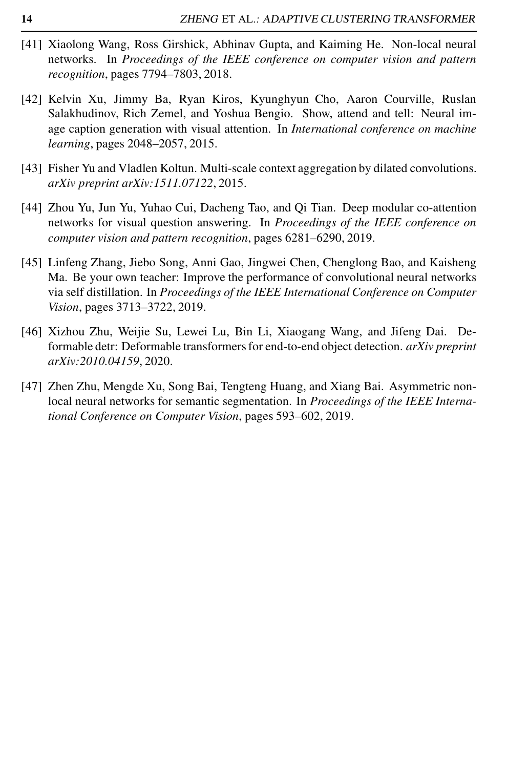[41] Xiaolong Wang, Ross Girshick, Abhinav Gupta, and Kaiming He. Non-local neural networks. In *Proceedings of the IEEE conference on computer vision and pattern recognition*, pages 7794–7803, 2018.

[42] Kelvin Xu, Jimmy Ba, Ryan Kiros, Kyunghyun Cho, Aaron Courville, Ruslan Salakhudinov, Rich Zemel, and Yoshua Bengio. Show, attend and tell: Neural image caption generation with visual attention. In *International conference on machine learning*, pages 2048–2057, 2015.

[43] Fisher Yu and Vladlen Koltun. Multi-scale context aggregation by dilated convolutions. *arXiv preprint arXiv:1511.07122*, 2015.

[44] Zhou Yu, Jun Yu, Yuhao Cui, Dacheng Tao, and Qi Tian. Deep modular co-attention networks for visual question answering. In *Proceedings of the IEEE conference on computer vision and pattern recognition*, pages 6281–6290, 2019.

[45] Linfeng Zhang, Jiebo Song, Anni Gao, Jingwei Chen, Chenglong Bao, and Kaisheng Ma. Be your own teacher: Improve the performance of convolutional neural networks via self distillation. In *Proceedings of the IEEE International Conference on Computer Vision*, pages 3713–3722, 2019.

[46] Xizhou Zhu, Weijie Su, Lewei Lu, Bin Li, Xiaogang Wang, and Jifeng Dai. Deformable detr: Deformable transformers for end-to-end object detection. *arXiv preprint arXiv:2010.04159*, 2020.

[47] Zhen Zhu, Mengde Xu, Song Bai, Tengteng Huang, and Xiang Bai. Asymmetric non-local neural networks for semantic segmentation. In *Proceedings of the IEEE International Conference on Computer Vision*, pages 593–602, 2019.